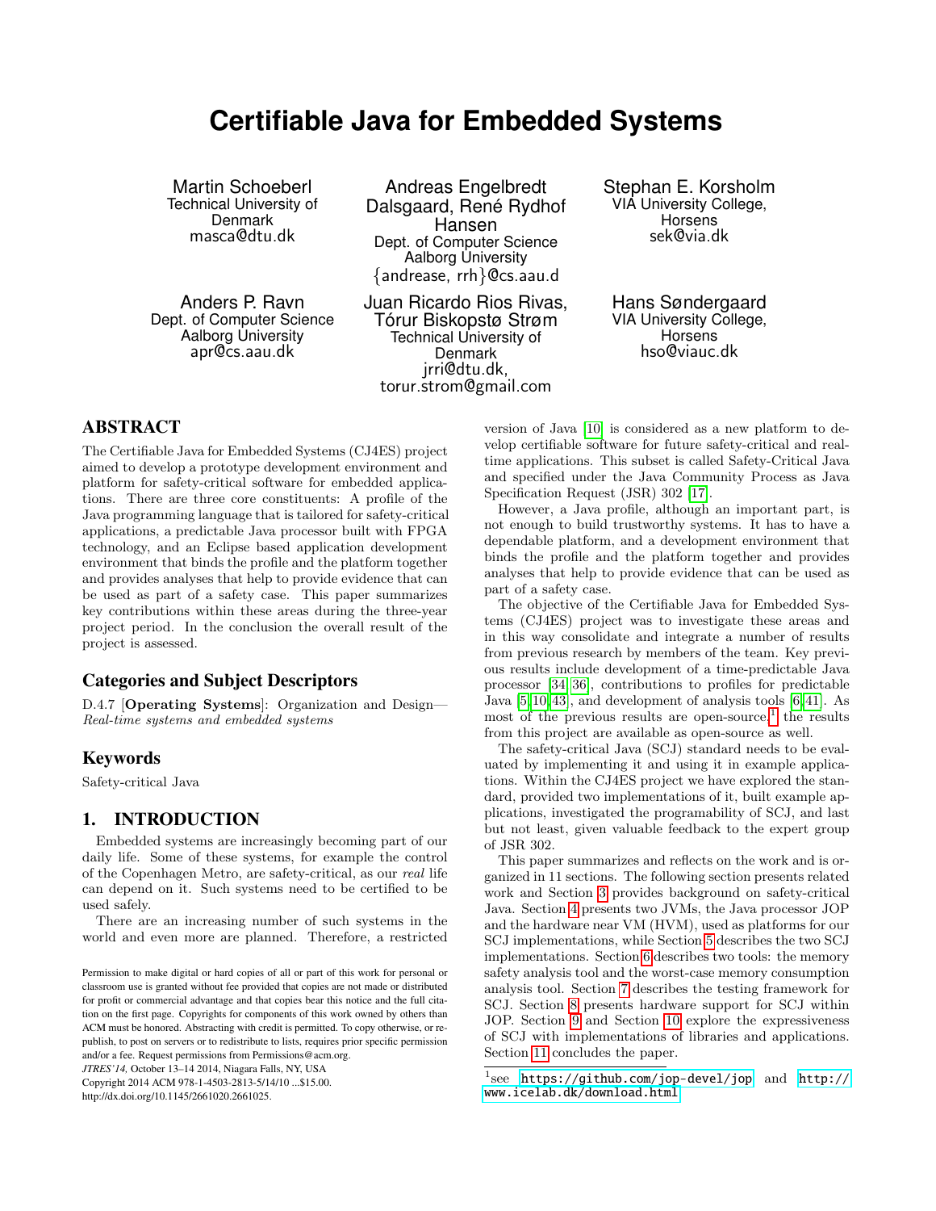# Certifiable Java for Embedded Systems

Martin Schoeberl
Technical University of Denmark
masca@dtu.dk

Andreas Engelbredt Dalsgaard, René Rydhof Hansen
Dept. of Computer Science
Aalborg University
{andrease, rrh}@cs.aau.d

Stephan E. Korsholm
VIA University College, Horsens
sek@via.dk

Anders P. Ravn
Dept. of Computer Science
Aalborg University
apr@cs.aau.dk

Juan Ricardo Rios Rivas, Tórur Biskopstø Strøm
Technical University of Denmark
jrri@dtu.dk, torur.strom@gmail.com

Hans Søndergaard
VIA University College, Horsens
hso@viauc.dk

## ABSTRACT

The Certifiable Java for Embedded Systems (CJ4ES) project aimed to develop a prototype development environment and platform for safety-critical software for embedded applications. There are three core constituents: A profile of the Java programming language that is tailored for safety-critical applications, a predictable Java processor built with FPGA technology, and an Eclipse based application development environment that binds the profile and the platform together and provides analyses that help to provide evidence that can be used as part of a safety case. This paper summarizes key contributions within these areas during the three-year project period. In the conclusion the overall result of the project is assessed.

## Categories and Subject Descriptors

D.4.7 [**Operating Systems**]: Organization and Design—*Real-time systems and embedded systems*

## Keywords

Safety-critical Java

## 1. INTRODUCTION

Embedded systems are increasingly becoming part of our daily life. Some of these systems, for example the control of the Copenhagen Metro, are safety-critical, as our *real* life can depend on it. Such systems need to be certified to be used safely.

There are an increasing number of such systems in the world and even more are planned. Therefore, a restricted version of Java [10] is considered as a new platform to develop certifiable software for future safety-critical and real-time applications. This subset is called Safety-Critical Java and specified under the Java Community Process as Java Specification Request (JSR) 302 [17].

However, a Java profile, although an important part, is not enough to build trustworthy systems. It has to have a dependable platform, and a development environment that binds the profile and the platform together and provides analyses that help to provide evidence that can be used as part of a safety case.

The objective of the Certifiable Java for Embedded Systems (CJ4ES) project was to investigate these areas and in this way consolidate and integrate a number of results from previous research by members of the team. Key previous results include development of a time-predictable Java processor [34, 36], contributions to profiles for predictable Java [5, 10, 43], and development of analysis tools [6, 41]. As most of the previous results are open-source,[1] the results from this project are available as open-source as well.

The safety-critical Java (SCJ) standard needs to be evaluated by implementing it and using it in example applications. Within the CJ4ES project we have explored the standard, provided two implementations of it, built example applications, investigated the programability of SCJ, and last but not least, given valuable feedback to the expert group of JSR 302.

This paper summarizes and reflects on the work and is organized in 11 sections. The following section presents related work and Section 3 provides background on safety-critical Java. Section 4 presents two JVMs, the Java processor JOP and the hardware near VM (HVM), used as platforms for our SCJ implementations, while Section 5 describes the two SCJ implementations. Section 6 describes two tools: the memory safety analysis tool and the worst-case memory consumption analysis tool. Section 7 describes the testing framework for SCJ. Section 8 presents hardware support for SCJ within JOP. Section 9 and Section 10 explore the expressiveness of SCJ with implementations of libraries and applications. Section 11 concludes the paper.

[1] see https://github.com/jop-devel/jop and http://www.icelab.dk/download.html

Permission to make digital or hard copies of all or part of this work for personal or classroom use is granted without fee provided that copies are not made or distributed for profit or commercial advantage and that copies bear this notice and the full citation on the first page. Copyrights for components of this work owned by others than ACM must be honored. Abstracting with credit is permitted. To copy otherwise, or republish, to post on servers or to redistribute to lists, requires prior specific permission and/or a fee. Request permissions from Permissions@acm.org.
*JTRES'14,* October 13–14 2014, Niagara Falls, NY, USA
Copyright 2014 ACM 978-1-4503-2813-5/14/10 ...$15.00.
http://dx.doi.org/10.1145/2661020.2661025.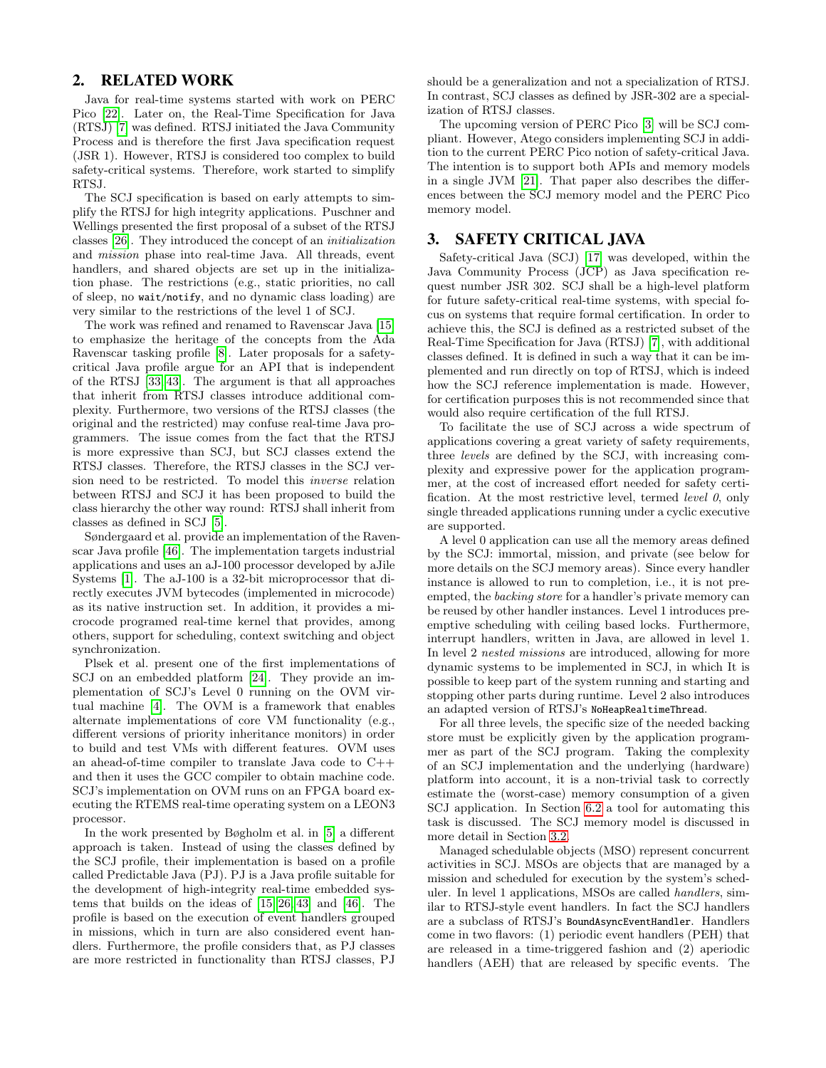## 2. RELATED WORK

Java for real-time systems started with work on PERC Pico [22]. Later on, the Real-Time Specification for Java (RTSJ) [7] was defined. RTSJ initiated the Java Community Process and is therefore the first Java specification request (JSR 1). However, RTSJ is considered too complex to build safety-critical systems. Therefore, work started to simplify RTSJ.

The SCJ specification is based on early attempts to simplify the RTSJ for high integrity applications. Puschner and Wellings presented the first proposal of a subset of the RTSJ classes [26]. They introduced the concept of an *initialization* and *mission* phase into real-time Java. All threads, event handlers, and shared objects are set up in the initialization phase. The restrictions (e.g., static priorities, no call of sleep, no `wait/notify`, and no dynamic class loading) are very similar to the restrictions of the level 1 of SCJ.

The work was refined and renamed to Ravenscar Java [15] to emphasize the heritage of the concepts from the Ada Ravenscar tasking profile [8]. Later proposals for a safety-critical Java profile argue for an API that is independent of the RTSJ [33, 43]. The argument is that all approaches that inherit from RTSJ classes introduce additional complexity. Furthermore, two versions of the RTSJ classes (the original and the restricted) may confuse real-time Java programmers. The issue comes from the fact that the RTSJ is more expressive than SCJ, but SCJ classes extend the RTSJ classes. Therefore, the RTSJ classes in the SCJ version need to be restricted. To model this *inverse* relation between RTSJ and SCJ it has been proposed to build the class hierarchy the other way round: RTSJ shall inherit from classes as defined in SCJ [5].

Søndergaard et al. provide an implementation of the Ravenscar Java profile [46]. The implementation targets industrial applications and uses an aJ-100 processor developed by aJile Systems [1]. The aJ-100 is a 32-bit microprocessor that directly executes JVM bytecodes (implemented in microcode) as its native instruction set. In addition, it provides a microcode programed real-time kernel that provides, among others, support for scheduling, context switching and object synchronization.

Plsek et al. present one of the first implementations of SCJ on an embedded platform [24]. They provide an implementation of SCJ's Level 0 running on the OVM virtual machine [4]. The OVM is a framework that enables alternate implementations of core VM functionality (e.g., different versions of priority inheritance monitors) in order to build and test VMs with different features. OVM uses an ahead-of-time compiler to translate Java code to C++ and then it uses the GCC compiler to obtain machine code. SCJ's implementation on OVM runs on an FPGA board executing the RTEMS real-time operating system on a LEON3 processor.

In the work presented by Bøgholm et al. in [5] a different approach is taken. Instead of using the classes defined by the SCJ profile, their implementation is based on a profile called Predictable Java (PJ). PJ is a Java profile suitable for the development of high-integrity real-time embedded systems that builds on the ideas of [15, 26, 43] and [46]. The profile is based on the execution of event handlers grouped in missions, which in turn are also considered event handlers. Furthermore, the profile considers that, as PJ classes are more restricted in functionality than RTSJ classes, PJ should be a generalization and not a specialization of RTSJ. In contrast, SCJ classes as defined by JSR-302 are a specialization of RTSJ classes.

The upcoming version of PERC Pico [3] will be SCJ compliant. However, Atego considers implementing SCJ in addition to the current PERC Pico notion of safety-critical Java. The intention is to support both APIs and memory models in a single JVM [21]. That paper also describes the differences between the SCJ memory model and the PERC Pico memory model.

## 3. SAFETY CRITICAL JAVA

Safety-critical Java (SCJ) [17] was developed, within the Java Community Process (JCP) as Java specification request number JSR 302. SCJ shall be a high-level platform for future safety-critical real-time systems, with special focus on systems that require formal certification. In order to achieve this, the SCJ is defined as a restricted subset of the Real-Time Specification for Java (RTSJ) [7], with additional classes defined. It is defined in such a way that it can be implemented and run directly on top of RTSJ, which is indeed how the SCJ reference implementation is made. However, for certification purposes this is not recommended since that would also require certification of the full RTSJ.

To facilitate the use of SCJ across a wide spectrum of applications covering a great variety of safety requirements, three *levels* are defined by the SCJ, with increasing complexity and expressive power for the application programmer, at the cost of increased effort needed for safety certification. At the most restrictive level, termed *level 0*, only single threaded applications running under a cyclic executive are supported.

A level 0 application can use all the memory areas defined by the SCJ: immortal, mission, and private (see below for more details on the SCJ memory areas). Since every handler instance is allowed to run to completion, i.e., it is not preempted, the *backing store* for a handler's private memory can be reused by other handler instances. Level 1 introduces preemptive scheduling with ceiling based locks. Furthermore, interrupt handlers, written in Java, are allowed in level 1. In level 2 *nested missions* are introduced, allowing for more dynamic systems to be implemented in SCJ, in which It is possible to keep part of the system running and starting and stopping other parts during runtime. Level 2 also introduces an adapted version of RTSJ's `NoHeapRealtimeThread`.

For all three levels, the specific size of the needed backing store must be explicitly given by the application programmer as part of the SCJ program. Taking the complexity of an SCJ implementation and the underlying (hardware) platform into account, it is a non-trivial task to correctly estimate the (worst-case) memory consumption of a given SCJ application. In Section 6.2 a tool for automating this task is discussed. The SCJ memory model is discussed in more detail in Section 3.2.

Managed schedulable objects (MSO) represent concurrent activities in SCJ. MSOs are objects that are managed by a mission and scheduled for execution by the system's scheduler. In level 1 applications, MSOs are called *handlers*, similar to RTSJ-style event handlers. In fact the SCJ handlers are a subclass of RTSJ's `BoundAsyncEventHandler`. Handlers come in two flavors: (1) periodic event handlers (PEH) that are released in a time-triggered fashion and (2) aperiodic handlers (AEH) that are released by specific events. The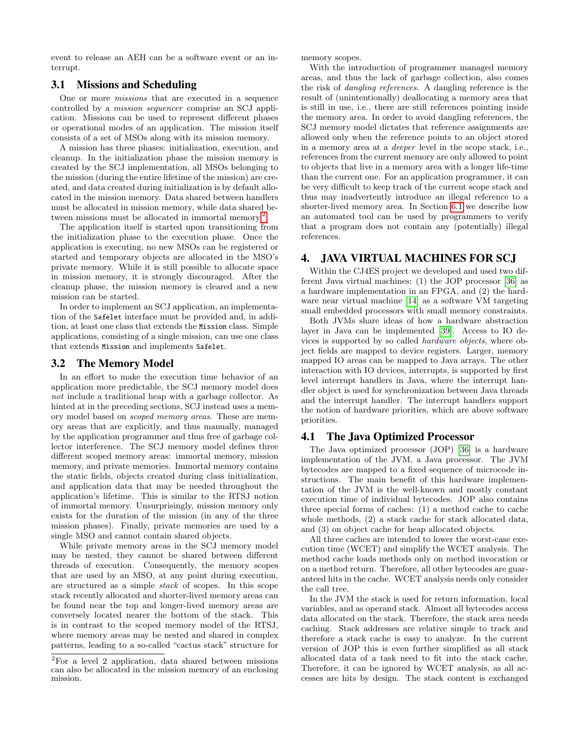event to release an AEH can be a software event or an interrupt.

## 3.1 Missions and Scheduling

One or more *missions* that are executed in a sequence controlled by a *mission sequencer* comprise an SCJ application. Missions can be used to represent different phases or operational modes of an application. The mission itself consists of a set of MSOs along with its mission memory.

A mission has three phases: initialization, execution, and cleanup. In the initialization phase the mission memory is created by the SCJ implementation, all MSOs belonging to the mission (during the entire lifetime of the mission) are created, and data created during initialization is by default allocated in the mission memory. Data shared between handlers must be allocated in mission memory, while data shared between missions must be allocated in immortal memory[2].

The application itself is started upon transitioning from the initialization phase to the execution phase. Once the application is executing, no new MSOs can be registered or started and temporary objects are allocated in the MSO's private memory. While it is still possible to allocate space in mission memory, it is strongly discouraged. After the cleanup phase, the mission memory is cleared and a new mission can be started.

In order to implement an SCJ application, an implementation of the `Safelet` interface must be provided and, in addition, at least one class that extends the `Mission` class. Simple applications, consisting of a single mission, can use one class that extends `Mission` and implements `Safelet`.

## 3.2 The Memory Model

In an effort to make the execution time behavior of an application more predictable, the SCJ memory model does *not* include a traditional heap with a garbage collector. As hinted at in the preceding sections, SCJ instead uses a memory model based on *scoped memory areas*. These are memory areas that are explicitly, and thus manually, managed by the application programmer and thus free of garbage collector interference. The SCJ memory model defines three different scoped memory areas: immortal memory, mission memory, and private memories. Immortal memory contains the static fields, objects created during class initialization, and application data that may be needed throughout the application's lifetime. This is similar to the RTSJ notion of immortal memory. Unsurprisingly, mission memory only exists for the duration of the mission (in any of the three mission phases). Finally, private memories are used by a single MSO and cannot contain shared objects.

While private memory areas in the SCJ memory model may be nested, they cannot be shared between different threads of execution. Consequently, the memory scopes that are used by an MSO, at any point during execution, are structured as a simple *stack* of scopes. In this scope stack recently allocated and shorter-lived memory areas can be found near the top and longer-lived memory areas are conversely located nearer the bottom of the stack. This is in contrast to the scoped memory model of the RTSJ, where memory areas may be nested and shared in complex patterns, leading to a so-called "cactus stack" structure for memory scopes.

With the introduction of programmer managed memory areas, and thus the lack of garbage collection, also comes the risk of *dangling references*. A dangling reference is the result of (unintentionally) deallocating a memory area that is still in use, i.e., there are still references pointing inside the memory area. In order to avoid dangling references, the SCJ memory model dictates that reference assignments are allowed only when the reference points to an object stored in a memory area at a *deeper* level in the scope stack, i.e., references from the current memory are only allowed to point to objects that live in a memory area with a longer life-time than the current one. For an application programmer, it can be very difficult to keep track of the current scope stack and thus may inadvertently introduce an illegal reference to a shorter-lived memory area. In Section 6.1 we describe how an automated tool can be used by programmers to verify that a program does not contain any (potentially) illegal references.

# 4. JAVA VIRTUAL MACHINES FOR SCJ

Within the CJ4ES project we developed and used two different Java virtual machines: (1) the JOP processor [36] as a hardware implementation in an FPGA, and (2) the hardware near virtual machine [14] as a software VM targeting small embedded processors with small memory constraints.

Both JVMs share ideas of how a hardware abstraction layer in Java can be implemented [39]. Access to IO devices is supported by so called *hardware objects*, where object fields are mapped to device registers. Larger, memory mapped IO areas can be mapped to Java arrays. The other interaction with IO devices, interrupts, is supported by first level interrupt handlers in Java, where the interrupt handler object is used for synchronization between Java threads and the interrupt handler. The interrupt handlers support the notion of hardware priorities, which are above software priorities.

## 4.1 The Java Optimized Processor

The Java optimized processor (JOP) [36] is a hardware implementation of the JVM, a Java processor. The JVM bytecodes are mapped to a fixed sequence of microcode instructions. The main benefit of this hardware implementation of the JVM is the well-known and mostly constant execution time of individual bytecodes. JOP also contains three special forms of caches: (1) a method cache to cache whole methods, (2) a stack cache for stack allocated data, and (3) on object cache for heap allocated objects.

All three caches are intended to lower the worst-case execution time (WCET) and simplify the WCET analysis. The method cache loads methods only on method invocation or on a method return. Therefore, all other bytecodes are guaranteed hits in the cache. WCET analysis needs only consider the call tree.

In the JVM the stack is used for return information, local variables, and as operand stack. Almost all bytecodes access data allocated on the stack. Therefore, the stack area needs caching. Stack addresses are relative simple to track and therefore a stack cache is easy to analyze. In the current version of JOP this is even further simplified as all stack allocated data of a task need to fit into the stack cache. Therefore, it can be ignored by WCET analysis, as all accesses are hits by design. The stack content is exchanged

[2] For a level 2 application, data shared between missions can also be allocated in the mission memory of an enclosing mission.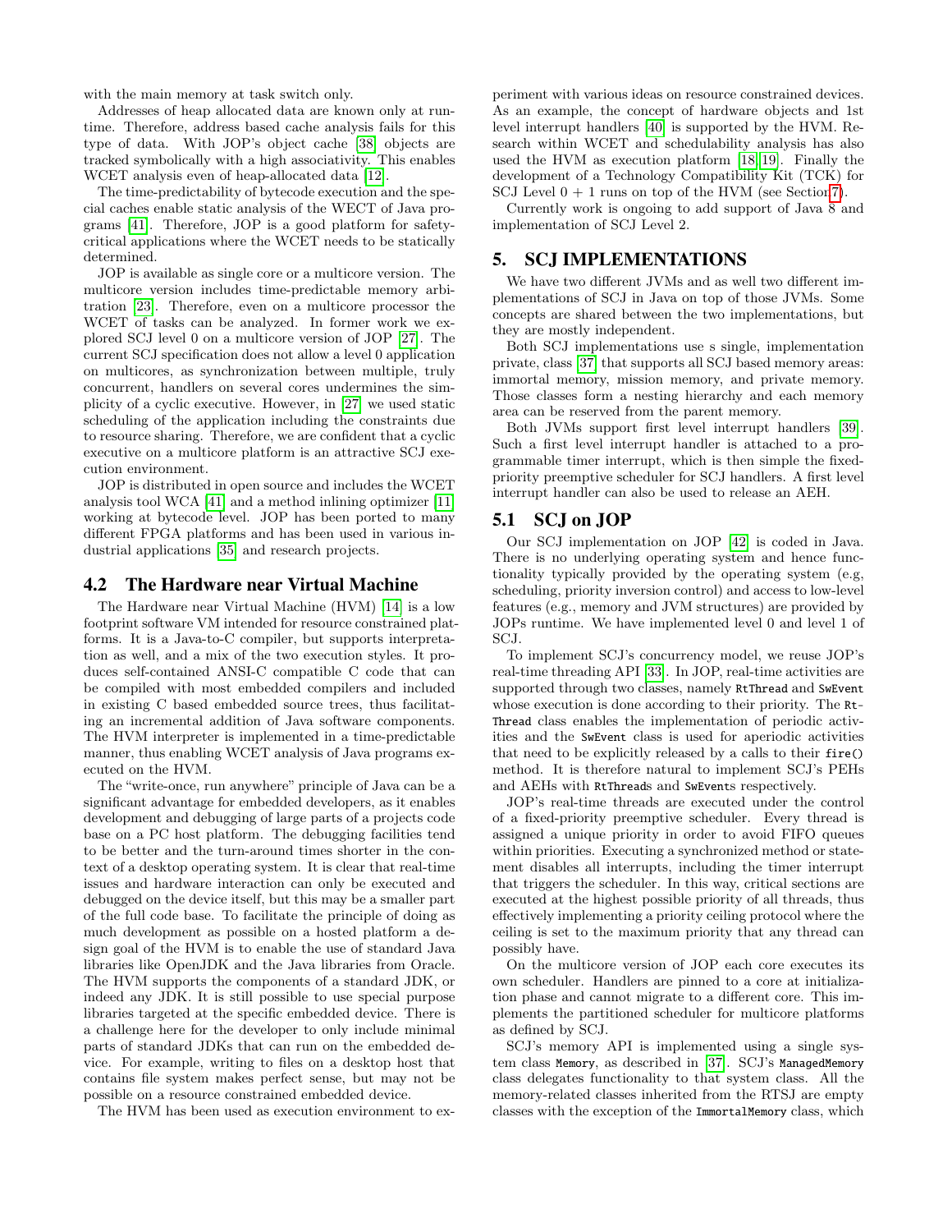with the main memory at task switch only.

Addresses of heap allocated data are known only at runtime. Therefore, address based cache analysis fails for this type of data. With JOP's object cache [38] objects are tracked symbolically with a high associativity. This enables WCET analysis even of heap-allocated data [12].

The time-predictability of bytecode execution and the special caches enable static analysis of the WECT of Java programs [41]. Therefore, JOP is a good platform for safety-critical applications where the WCET needs to be statically determined.

JOP is available as single core or a multicore version. The multicore version includes time-predictable memory arbitration [23]. Therefore, even on a multicore processor the WCET of tasks can be analyzed. In former work we explored SCJ level 0 on a multicore version of JOP [27]. The current SCJ specification does not allow a level 0 application on multicores, as synchronization between multiple, truly concurrent, handlers on several cores undermines the simplicity of a cyclic executive. However, in [27] we used static scheduling of the application including the constraints due to resource sharing. Therefore, we are confident that a cyclic executive on a multicore platform is an attractive SCJ execution environment.

JOP is distributed in open source and includes the WCET analysis tool WCA [41] and a method inlining optimizer [11] working at bytecode level. JOP has been ported to many different FPGA platforms and has been used in various industrial applications [35] and research projects.

## 4.2 The Hardware near Virtual Machine

The Hardware near Virtual Machine (HVM) [14] is a low footprint software VM intended for resource constrained platforms. It is a Java-to-C compiler, but supports interpretation as well, and a mix of the two execution styles. It produces self-contained ANSI-C compatible C code that can be compiled with most embedded compilers and included in existing C based embedded source trees, thus facilitating an incremental addition of Java software components. The HVM interpreter is implemented in a time-predictable manner, thus enabling WCET analysis of Java programs executed on the HVM.

The "write-once, run anywhere" principle of Java can be a significant advantage for embedded developers, as it enables development and debugging of large parts of a projects code base on a PC host platform. The debugging facilities tend to be better and the turn-around times shorter in the context of a desktop operating system. It is clear that real-time issues and hardware interaction can only be executed and debugged on the device itself, but this may be a smaller part of the full code base. To facilitate the principle of doing as much development as possible on a hosted platform a design goal of the HVM is to enable the use of standard Java libraries like OpenJDK and the Java libraries from Oracle. The HVM supports the components of a standard JDK, or indeed any JDK. It is still possible to use special purpose libraries targeted at the specific embedded device. There is a challenge here for the developer to only include minimal parts of standard JDKs that can run on the embedded device. For example, writing to files on a desktop host that contains file system makes perfect sense, but may not be possible on a resource constrained embedded device.

The HVM has been used as execution environment to experiment with various ideas on resource constrained devices. As an example, the concept of hardware objects and 1st level interrupt handlers [40] is supported by the HVM. Research within WCET and schedulability analysis has also used the HVM as execution platform [18, 19]. Finally the development of a Technology Compatibility Kit (TCK) for SCJ Level 0 + 1 runs on top of the HVM (see Section 7).

Currently work is ongoing to add support of Java 8 and implementation of SCJ Level 2.

# 5. SCJ IMPLEMENTATIONS

We have two different JVMs and as well two different implementations of SCJ in Java on top of those JVMs. Some concepts are shared between the two implementations, but they are mostly independent.

Both SCJ implementations use s single, implementation private, class [37] that supports all SCJ based memory areas: immortal memory, mission memory, and private memory. Those classes form a nesting hierarchy and each memory area can be reserved from the parent memory.

Both JVMs support first level interrupt handlers [39]. Such a first level interrupt handler is attached to a programmable timer interrupt, which is then simple the fixed-priority preemptive scheduler for SCJ handlers. A first level interrupt handler can also be used to release an AEH.

## 5.1 SCJ on JOP

Our SCJ implementation on JOP [42] is coded in Java. There is no underlying operating system and hence functionality typically provided by the operating system (e.g, scheduling, priority inversion control) and access to low-level features (e.g., memory and JVM structures) are provided by JOPs runtime. We have implemented level 0 and level 1 of SCJ.

To implement SCJ's concurrency model, we reuse JOP's real-time threading API [33]. In JOP, real-time activities are supported through two classes, namely `RtThread` and `SwEvent` whose execution is done according to their priority. The `RtThread` class enables the implementation of periodic activities and the `SwEvent` class is used for aperiodic activities that need to be explicitly released by a calls to their `fire()` method. It is therefore natural to implement SCJ's PEHs and AEHs with `RtThread`s and `SwEvent`s respectively.

JOP's real-time threads are executed under the control of a fixed-priority preemptive scheduler. Every thread is assigned a unique priority in order to avoid FIFO queues within priorities. Executing a synchronized method or statement disables all interrupts, including the timer interrupt that triggers the scheduler. In this way, critical sections are executed at the highest possible priority of all threads, thus effectively implementing a priority ceiling protocol where the ceiling is set to the maximum priority that any thread can possibly have.

On the multicore version of JOP each core executes its own scheduler. Handlers are pinned to a core at initialization phase and cannot migrate to a different core. This implements the partitioned scheduler for multicore platforms as defined by SCJ.

SCJ's memory API is implemented using a single system class `Memory`, as described in [37]. SCJ's `ManagedMemory` class delegates functionality to that system class. All the memory-related classes inherited from the RTSJ are empty classes with the exception of the `ImmortalMemory` class, which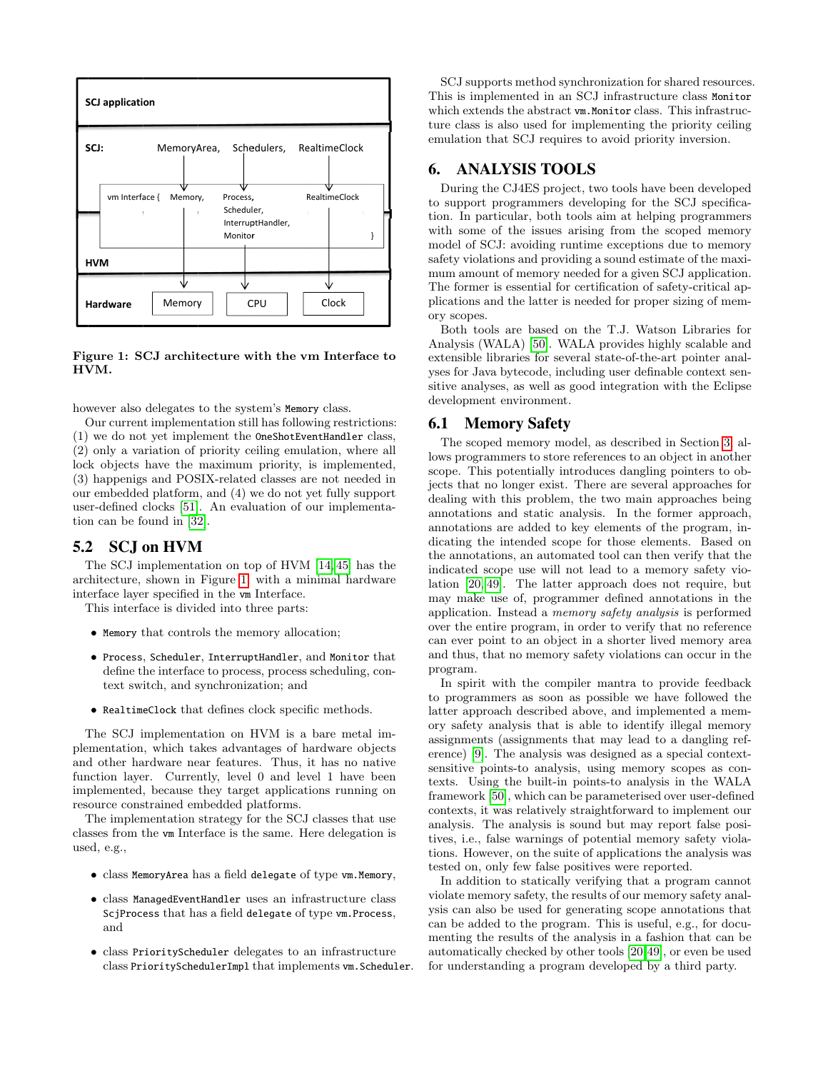**Figure 1: SCJ architecture with the vm Interface to HVM.**

however also delegates to the system's `Memory` class.

Our current implementation still has following restrictions: (1) we do not yet implement the `OneShotEventHandler` class, (2) only a variation of priority ceiling emulation, where all lock objects have the maximum priority, is implemented, (3) happenigs and POSIX-related classes are not needed in our embedded platform, and (4) we do not yet fully support user-defined clocks [51]. An evaluation of our implementation can be found in [32].

## 5.2 SCJ on HVM

The SCJ implementation on top of HVM [14, 45] has the architecture, shown in Figure 1, with a minimal hardware interface layer specified in the `vm` Interface.

This interface is divided into three parts:

- `Memory` that controls the memory allocation;
- `Process`, `Scheduler`, `InterruptHandler`, and `Monitor` that define the interface to process, process scheduling, context switch, and synchronization; and
- `RealtimeClock` that defines clock specific methods.

The SCJ implementation on HVM is a bare metal implementation, which takes advantages of hardware objects and other hardware near features. Thus, it has no native function layer. Currently, level 0 and level 1 have been implemented, because they target applications running on resource constrained embedded platforms.

The implementation strategy for the SCJ classes that use classes from the `vm` Interface is the same. Here delegation is used, e.g.,

- class `MemoryArea` has a field `delegate` of type `vm.Memory`,
- class `ManagedEventHandler` uses an infrastructure class `ScjProcess` that has a field `delegate` of type `vm.Process`, and
- class `PriorityScheduler` delegates to an infrastructure class `PrioritySchedulerImpl` that implements `vm.Scheduler`.

SCJ supports method synchronization for shared resources. This is implemented in an SCJ infrastructure class `Monitor` which extends the abstract `vm.Monitor` class. This infrastructure class is also used for implementing the priority ceiling emulation that SCJ requires to avoid priority inversion.

# 6. ANALYSIS TOOLS

During the CJ4ES project, two tools have been developed to support programmers developing for the SCJ specification. In particular, both tools aim at helping programmers with some of the issues arising from the scoped memory model of SCJ: avoiding runtime exceptions due to memory safety violations and providing a sound estimate of the maximum amount of memory needed for a given SCJ application. The former is essential for certification of safety-critical applications and the latter is needed for proper sizing of memory scopes.

Both tools are based on the T.J. Watson Libraries for Analysis (WALA) [50]. WALA provides highly scalable and extensible libraries for several state-of-the-art pointer analyses for Java bytecode, including user definable context sensitive analyses, as well as good integration with the Eclipse development environment.

## 6.1 Memory Safety

The scoped memory model, as described in Section 3, allows programmers to store references to an object in another scope. This potentially introduces dangling pointers to objects that no longer exist. There are several approaches for dealing with this problem, the two main approaches being annotations and static analysis. In the former approach, annotations are added to key elements of the program, indicating the intended scope for those elements. Based on the annotations, an automated tool can then verify that the indicated scope use will not lead to a memory safety violation [20, 49]. The latter approach does not require, but may make use of, programmer defined annotations in the application. Instead a *memory safety analysis* is performed over the entire program, in order to verify that no reference can ever point to an object in a shorter lived memory area and thus, that no memory safety violations can occur in the program.

In spirit with the compiler mantra to provide feedback to programmers as soon as possible we have followed the latter approach described above, and implemented a memory safety analysis that is able to identify illegal memory assignments (assignments that may lead to a dangling reference) [9]. The analysis was designed as a special context-sensitive points-to analysis, using memory scopes as contexts. Using the built-in points-to analysis in the WALA framework [50], which can be parameterised over user-defined contexts, it was relatively straightforward to implement our analysis. The analysis is sound but may report false positives, i.e., false warnings of potential memory safety violations. However, on the suite of applications the analysis was tested on, only few false positives were reported.

In addition to statically verifying that a program cannot violate memory safety, the results of our memory safety analysis can also be used for generating scope annotations that can be added to the program. This is useful, e.g., for documenting the results of the analysis in a fashion that can be automatically checked by other tools [20, 49], or even be used for understanding a program developed by a third party.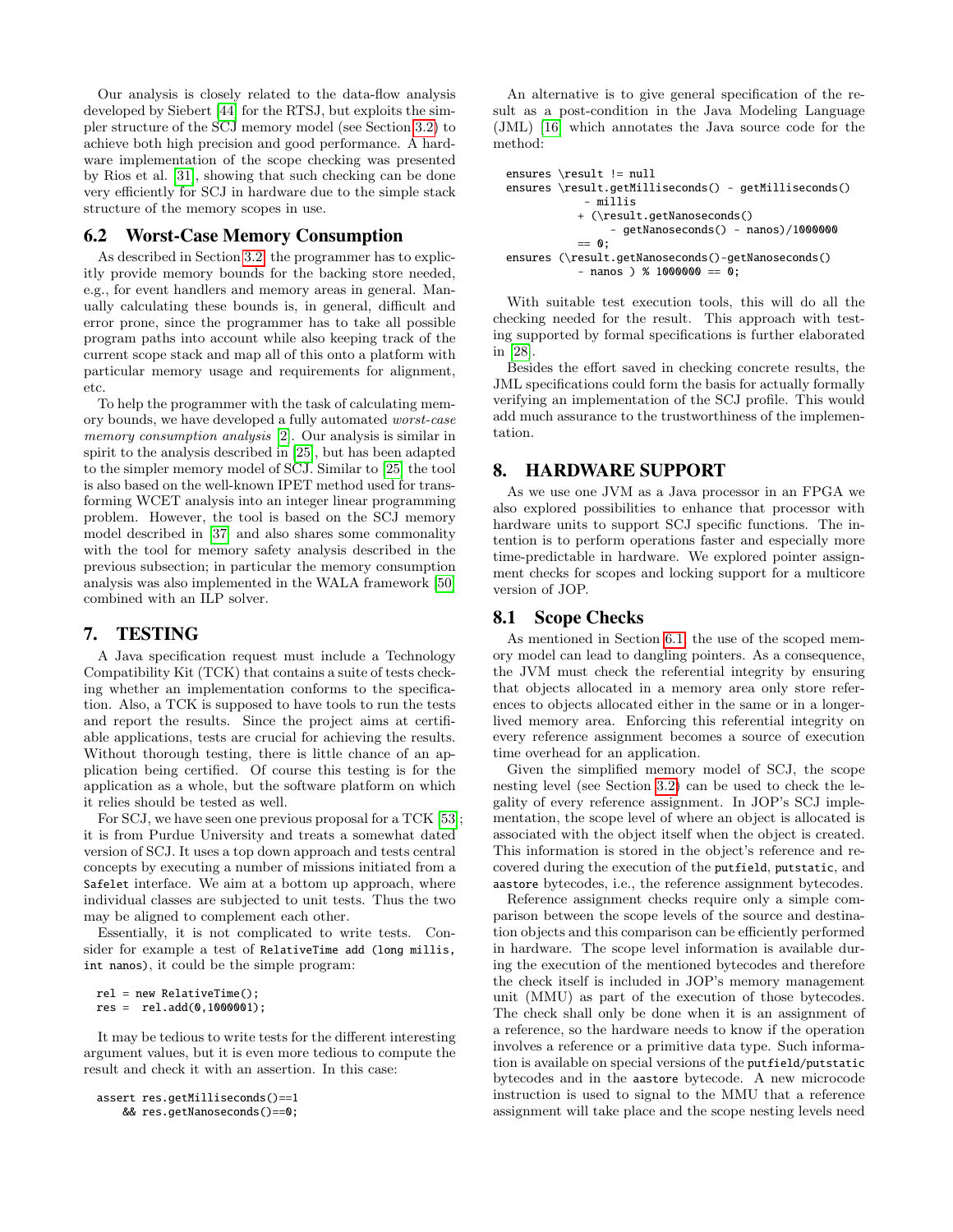Our analysis is closely related to the data-flow analysis developed by Siebert [44] for the RTSJ, but exploits the simpler structure of the SCJ memory model (see Section 3.2) to achieve both high precision and good performance. A hardware implementation of the scope checking was presented by Rios et al. [31], showing that such checking can be done very efficiently for SCJ in hardware due to the simple stack structure of the memory scopes in use.

## 6.2 Worst-Case Memory Consumption

As described in Section 3.2, the programmer has to explicitly provide memory bounds for the backing store needed, e.g., for event handlers and memory areas in general. Manually calculating these bounds is, in general, difficult and error prone, since the programmer has to take all possible program paths into account while also keeping track of the current scope stack and map all of this onto a platform with particular memory usage and requirements for alignment, etc.

To help the programmer with the task of calculating memory bounds, we have developed a fully automated *worst-case memory consumption analysis* [2]. Our analysis is similar in spirit to the analysis described in [25], but has been adapted to the simpler memory model of SCJ. Similar to [25] the tool is also based on the well-known IPET method used for transforming WCET analysis into an integer linear programming problem. However, the tool is based on the SCJ memory model described in [37] and also shares some commonality with the tool for memory safety analysis described in the previous subsection; in particular the memory consumption analysis was also implemented in the WALA framework [50] combined with an ILP solver.

# 7. TESTING

A Java specification request must include a Technology Compatibility Kit (TCK) that contains a suite of tests checking whether an implementation conforms to the specification. Also, a TCK is supposed to have tools to run the tests and report the results. Since the project aims at certifiable applications, tests are crucial for achieving the results. Without thorough testing, there is little chance of an application being certified. Of course this testing is for the application as a whole, but the software platform on which it relies should be tested as well.

For SCJ, we have seen one previous proposal for a TCK [53]; it is from Purdue University and treats a somewhat dated version of SCJ. It uses a top down approach and tests central concepts by executing a number of missions initiated from a `Safelet` interface. We aim at a bottom up approach, where individual classes are subjected to unit tests. Thus the two may be aligned to complement each other.

Essentially, it is not complicated to write tests. Consider for example a test of `RelativeTime add (long millis, int nanos)`, it could be the simple program:

```
rel = new RelativeTime();
res =  rel.add(0,1000001);
```

It may be tedious to write tests for the different interesting argument values, but it is even more tedious to compute the result and check it with an assertion. In this case:

```
assert res.getMilliseconds()==1
    && res.getNanoseconds()==0;
```

An alternative is to give general specification of the result as a post-condition in the Java Modeling Language (JML) [16] which annotates the Java source code for the method:

```
ensures \result != null
ensures \result.getMilliseconds() - getMilliseconds()
            - millis
           + (\result.getNanoseconds()
                - getNanoseconds() - nanos)/1000000
           == 0;
ensures (\result.getNanoseconds()-getNanoseconds()
           - nanos ) % 1000000 == 0;
```

With suitable test execution tools, this will do all the checking needed for the result. This approach with testing supported by formal specifications is further elaborated in [28].

Besides the effort saved in checking concrete results, the JML specifications could form the basis for actually formally verifying an implementation of the SCJ profile. This would add much assurance to the trustworthiness of the implementation.

# 8. HARDWARE SUPPORT

As we use one JVM as a Java processor in an FPGA we also explored possibilities to enhance that processor with hardware units to support SCJ specific functions. The intention is to perform operations faster and especially more time-predictable in hardware. We explored pointer assignment checks for scopes and locking support for a multicore version of JOP.

## 8.1 Scope Checks

As mentioned in Section 6.1, the use of the scoped memory model can lead to dangling pointers. As a consequence, the JVM must check the referential integrity by ensuring that objects allocated in a memory area only store references to objects allocated either in the same or in a longer-lived memory area. Enforcing this referential integrity on every reference assignment becomes a source of execution time overhead for an application.

Given the simplified memory model of SCJ, the scope nesting level (see Section 3.2) can be used to check the legality of every reference assignment. In JOP's SCJ implementation, the scope level of where an object is allocated is associated with the object itself when the object is created. This information is stored in the object's reference and recovered during the execution of the `putfield`, `putstatic`, and `aastore` bytecodes, i.e., the reference assignment bytecodes.

Reference assignment checks require only a simple comparison between the scope levels of the source and destination objects and this comparison can be efficiently performed in hardware. The scope level information is available during the execution of the mentioned bytecodes and therefore the check itself is included in JOP's memory management unit (MMU) as part of the execution of those bytecodes. The check shall only be done when it is an assignment of a reference, so the hardware needs to know if the operation involves a reference or a primitive data type. Such information is available on special versions of the `putfield/putstatic` bytecodes and in the `aastore` bytecode. A new microcode instruction is used to signal to the MMU that a reference assignment will take place and the scope nesting levels need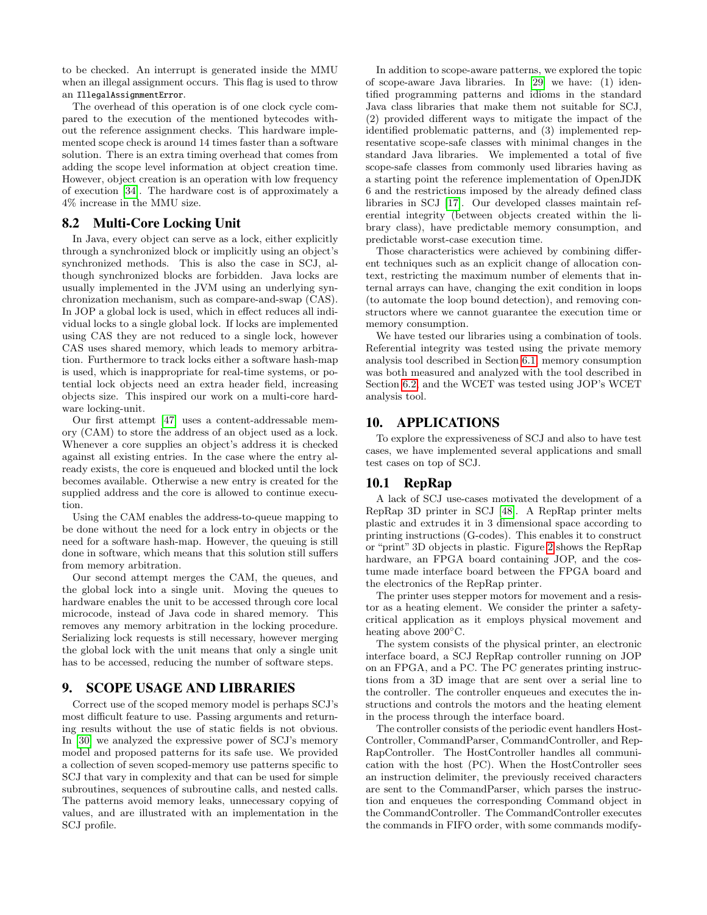to be checked. An interrupt is generated inside the MMU when an illegal assignment occurs. This flag is used to throw an IllegalAssignmentError.

The overhead of this operation is of one clock cycle compared to the execution of the mentioned bytecodes without the reference assignment checks. This hardware implemented scope check is around 14 times faster than a software solution. There is an extra timing overhead that comes from adding the scope level information at object creation time. However, object creation is an operation with low frequency of execution [34]. The hardware cost is of approximately a 4% increase in the MMU size.

### 8.2 Multi-Core Locking Unit

In Java, every object can serve as a lock, either explicitly through a synchronized block or implicitly using an object's synchronized methods. This is also the case in SCJ, although synchronized blocks are forbidden. Java locks are usually implemented in the JVM using an underlying synchronization mechanism, such as compare-and-swap (CAS). In JOP a global lock is used, which in effect reduces all individual locks to a single global lock. If locks are implemented using CAS they are not reduced to a single lock, however CAS uses shared memory, which leads to memory arbitration. Furthermore to track locks either a software hash-map is used, which is inappropriate for real-time systems, or potential lock objects need an extra header field, increasing objects size. This inspired our work on a multi-core hardware locking-unit.

Our first attempt [47] uses a content-addressable memory (CAM) to store the address of an object used as a lock. Whenever a core supplies an object's address it is checked against all existing entries. In the case where the entry already exists, the core is enqueued and blocked until the lock becomes available. Otherwise a new entry is created for the supplied address and the core is allowed to continue execution.

Using the CAM enables the address-to-queue mapping to be done without the need for a lock entry in objects or the need for a software hash-map. However, the queuing is still done in software, which means that this solution still suffers from memory arbitration.

Our second attempt merges the CAM, the queues, and the global lock into a single unit. Moving the queues to hardware enables the unit to be accessed through core local microcode, instead of Java code in shared memory. This removes any memory arbitration in the locking procedure. Serializing lock requests is still necessary, however merging the global lock with the unit means that only a single unit has to be accessed, reducing the number of software steps.

## 9. SCOPE USAGE AND LIBRARIES

Correct use of the scoped memory model is perhaps SCJ's most difficult feature to use. Passing arguments and returning results without the use of static fields is not obvious. In [30] we analyzed the expressive power of SCJ's memory model and proposed patterns for its safe use. We provided a collection of seven scoped-memory use patterns specific to SCJ that vary in complexity and that can be used for simple subroutines, sequences of subroutine calls, and nested calls. The patterns avoid memory leaks, unnecessary copying of values, and are illustrated with an implementation in the SCJ profile.

In addition to scope-aware patterns, we explored the topic of scope-aware Java libraries. In [29] we have: (1) identified programming patterns and idioms in the standard Java class libraries that make them not suitable for SCJ, (2) provided different ways to mitigate the impact of the identified problematic patterns, and (3) implemented representative scope-safe classes with minimal changes in the standard Java libraries. We implemented a total of five scope-safe classes from commonly used libraries having as a starting point the reference implementation of OpenJDK 6 and the restrictions imposed by the already defined class libraries in SCJ [17]. Our developed classes maintain referential integrity (between objects created within the library class), have predictable memory consumption, and predictable worst-case execution time.

Those characteristics were achieved by combining different techniques such as an explicit change of allocation context, restricting the maximum number of elements that internal arrays can have, changing the exit condition in loops (to automate the loop bound detection), and removing constructors where we cannot guarantee the execution time or memory consumption.

We have tested our libraries using a combination of tools. Referential integrity was tested using the private memory analysis tool described in Section 6.1, memory consumption was both measured and analyzed with the tool described in Section 6.2, and the WCET was tested using JOP's WCET analysis tool.

## 10. APPLICATIONS

To explore the expressiveness of SCJ and also to have test cases, we have implemented several applications and small test cases on top of SCJ.

### 10.1 RepRap

A lack of SCJ use-cases motivated the development of a RepRap 3D printer in SCJ [48]. A RepRap printer melts plastic and extrudes it in 3 dimensional space according to printing instructions (G-codes). This enables it to construct or "print" 3D objects in plastic. Figure 2 shows the RepRap hardware, an FPGA board containing JOP, and the costume made interface board between the FPGA board and the electronics of the RepRap printer.

The printer uses stepper motors for movement and a resistor as a heating element. We consider the printer a safety-critical application as it employs physical movement and heating above 200°C.

The system consists of the physical printer, an electronic interface board, a SCJ RepRap controller running on JOP on an FPGA, and a PC. The PC generates printing instructions from a 3D image that are sent over a serial line to the controller. The controller enqueues and executes the instructions and controls the motors and the heating element in the process through the interface board.

The controller consists of the periodic event handlers HostController, CommandParser, CommandController, and RepRapController. The HostController handles all communication with the host (PC). When the HostController sees an instruction delimiter, the previously received characters are sent to the CommandParser, which parses the instruction and enqueues the corresponding Command object in the CommandController. The CommandController executes the commands in FIFO order, with some commands modify-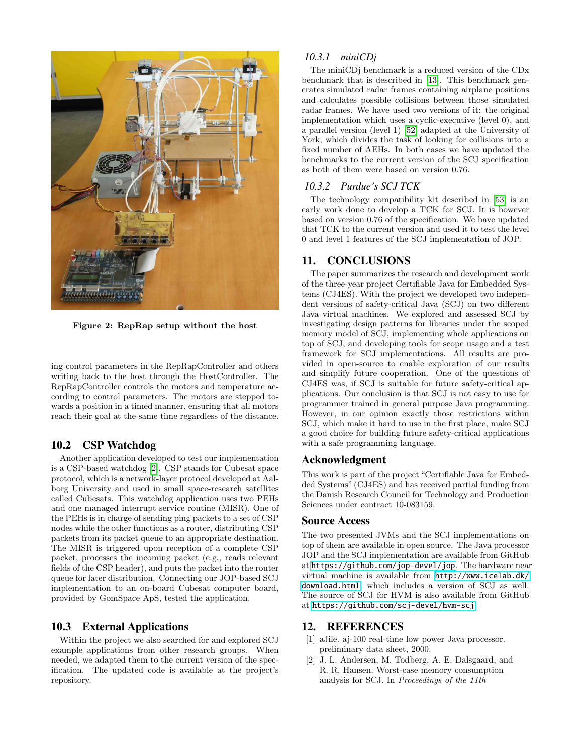Figure 2: RepRap setup without the host

ing control parameters in the RepRapController and others writing back to the host through the HostController. The RepRapController controls the motors and temperature according to control parameters. The motors are stepped towards a position in a timed manner, ensuring that all motors reach their goal at the same time regardless of the distance.

## 10.2 CSP Watchdog

Another application developed to test our implementation is a CSP-based watchdog [2]. CSP stands for Cubesat space protocol, which is a network-layer protocol developed at Aalborg University and used in small space-research satellites called Cubesats. This watchdog application uses two PEHs and one managed interrupt service routine (MISR). One of the PEHs is in charge of sending ping packets to a set of CSP nodes while the other functions as a router, distributing CSP packets from its packet queue to an appropriate destination. The MISR is triggered upon reception of a complete CSP packet, processes the incoming packet (e.g., reads relevant fields of the CSP header), and puts the packet into the router queue for later distribution. Connecting our JOP-based SCJ implementation to an on-board Cubesat computer board, provided by GomSpace ApS, tested the application.

## 10.3 External Applications

Within the project we also searched for and explored SCJ example applications from other research groups. When needed, we adapted them to the current version of the specification. The updated code is available at the project's repository.

### *10.3.1 miniCDj*

The miniCDj benchmark is a reduced version of the CDx benchmark that is described in [13]. This benchmark generates simulated radar frames containing airplane positions and calculates possible collisions between those simulated radar frames. We have used two versions of it: the original implementation which uses a cyclic-executive (level 0), and a parallel version (level 1) [52] adapted at the University of York, which divides the task of looking for collisions into a fixed number of AEHs. In both cases we have updated the benchmarks to the current version of the SCJ specification as both of them were based on version 0.76.

### *10.3.2 Purdue's SCJ TCK*

The technology compatibility kit described in [53] is an early work done to develop a TCK for SCJ. It is however based on version 0.76 of the specification. We have updated that TCK to the current version and used it to test the level 0 and level 1 features of the SCJ implementation of JOP.

## 11. CONCLUSIONS

The paper summarizes the research and development work of the three-year project Certifiable Java for Embedded Systems (CJ4ES). With the project we developed two independent versions of safety-critical Java (SCJ) on two different Java virtual machines. We explored and assessed SCJ by investigating design patterns for libraries under the scoped memory model of SCJ, implementing whole applications on top of SCJ, and developing tools for scope usage and a test framework for SCJ implementations. All results are provided in open-source to enable exploration of our results and simplify future cooperation. One of the questions of CJ4ES was, if SCJ is suitable for future safety-critical applications. Our conclusion is that SCJ is not easy to use for programmer trained in general purpose Java programming. However, in our opinion exactly those restrictions within SCJ, which make it hard to use in the first place, make SCJ a good choice for building future safety-critical applications with a safe programming language.

## Acknowledgment

This work is part of the project "Certifiable Java for Embedded Systems" (CJ4ES) and has received partial funding from the Danish Research Council for Technology and Production Sciences under contract 10-083159.

## Source Access

The two presented JVMs and the SCJ implementations on top of them are available in open source. The Java processor JOP and the SCJ implementation are available from GitHub at `https://github.com/jop-devel/jop`. The hardware near virtual machine is available from `http://www.icelab.dk/download.html`, which includes a version of SCJ as well. The source of SCJ for HVM is also available from GitHub at `https://github.com/scj-devel/hvm-scj`.

## 12. REFERENCES

[1] aJile. aj-100 real-time low power Java processor. preliminary data sheet, 2000.

[2] J. L. Andersen, M. Todberg, A. E. Dalsgaard, and R. R. Hansen. Worst-case memory consumption analysis for SCJ. In *Proceedings of the 11th*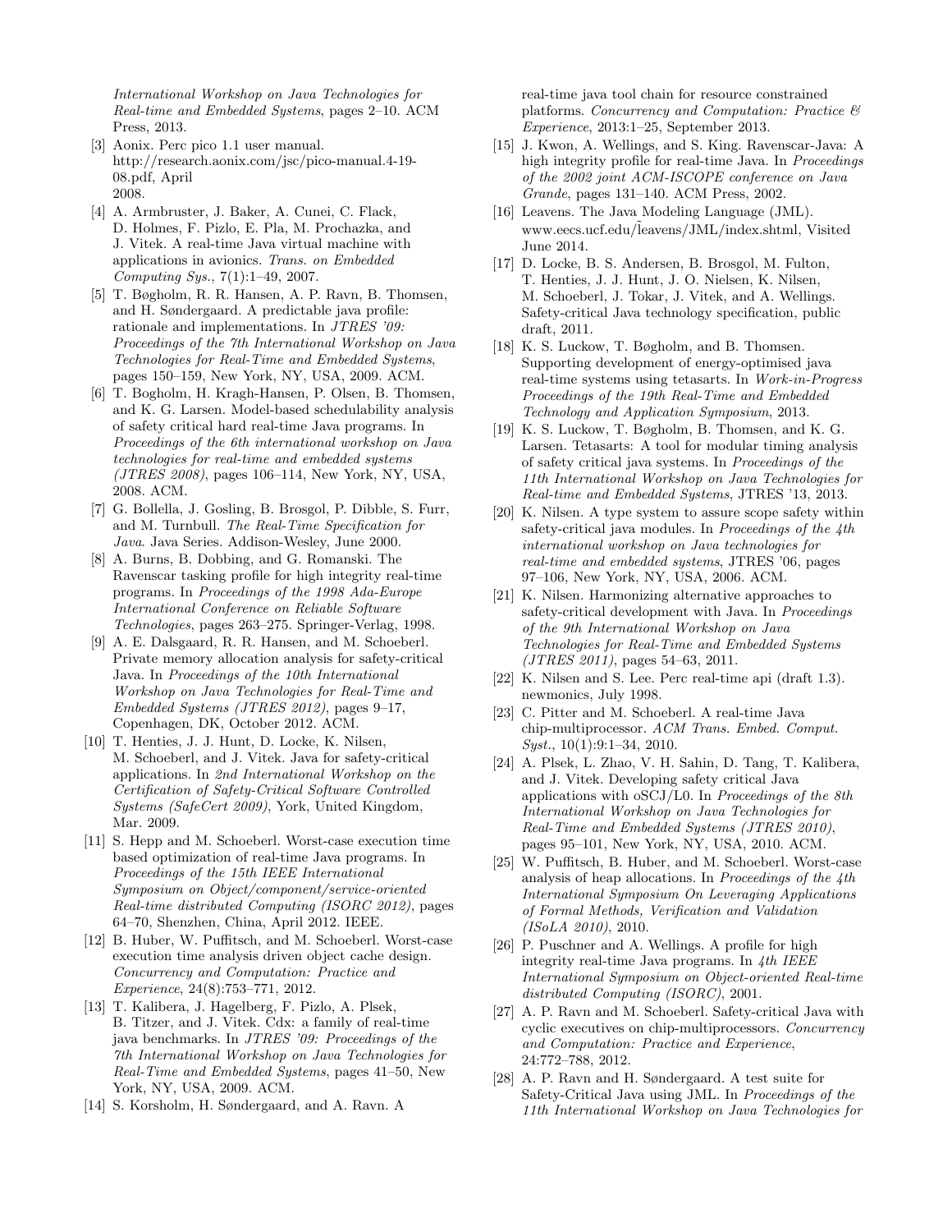International Workshop on Java Technologies for Real-time and Embedded Systems*, pages 2–10. ACM Press, 2013.

[3] Aonix. Perc pico 1.1 user manual. http://research.aonix.com/jsc/pico-manual.4-19-08.pdf, April 2008.

[4] A. Armbruster, J. Baker, A. Cunei, C. Flack, D. Holmes, F. Pizlo, E. Pla, M. Prochazka, and J. Vitek. A real-time Java virtual machine with applications in avionics. *Trans. on Embedded Computing Sys.*, 7(1):1–49, 2007.

[5] T. Bøgholm, R. R. Hansen, A. P. Ravn, B. Thomsen, and H. Søndergaard. A predictable java profile: rationale and implementations. In *JTRES '09: Proceedings of the 7th International Workshop on Java Technologies for Real-Time and Embedded Systems*, pages 150–159, New York, NY, USA, 2009. ACM.

[6] T. Bogholm, H. Kragh-Hansen, P. Olsen, B. Thomsen, and K. G. Larsen. Model-based schedulability analysis of safety critical hard real-time Java programs. In *Proceedings of the 6th international workshop on Java technologies for real-time and embedded systems (JTRES 2008)*, pages 106–114, New York, NY, USA, 2008. ACM.

[7] G. Bollella, J. Gosling, B. Brosgol, P. Dibble, S. Furr, and M. Turnbull. *The Real-Time Specification for Java*. Java Series. Addison-Wesley, June 2000.

[8] A. Burns, B. Dobbing, and G. Romanski. The Ravenscar tasking profile for high integrity real-time programs. In *Proceedings of the 1998 Ada-Europe International Conference on Reliable Software Technologies*, pages 263–275. Springer-Verlag, 1998.

[9] A. E. Dalsgaard, R. R. Hansen, and M. Schoeberl. Private memory allocation analysis for safety-critical Java. In *Proceedings of the 10th International Workshop on Java Technologies for Real-Time and Embedded Systems (JTRES 2012)*, pages 9–17, Copenhagen, DK, October 2012. ACM.

[10] T. Henties, J. J. Hunt, D. Locke, K. Nilsen, M. Schoeberl, and J. Vitek. Java for safety-critical applications. In *2nd International Workshop on the Certification of Safety-Critical Software Controlled Systems (SafeCert 2009)*, York, United Kingdom, Mar. 2009.

[11] S. Hepp and M. Schoeberl. Worst-case execution time based optimization of real-time Java programs. In *Proceedings of the 15th IEEE International Symposium on Object/component/service-oriented Real-time distributed Computing (ISORC 2012)*, pages 64–70, Shenzhen, China, April 2012. IEEE.

[12] B. Huber, W. Puffitsch, and M. Schoeberl. Worst-case execution time analysis driven object cache design. *Concurrency and Computation: Practice and Experience*, 24(8):753–771, 2012.

[13] T. Kalibera, J. Hagelberg, F. Pizlo, A. Plsek, B. Titzer, and J. Vitek. Cdx: a family of real-time java benchmarks. In *JTRES '09: Proceedings of the 7th International Workshop on Java Technologies for Real-Time and Embedded Systems*, pages 41–50, New York, NY, USA, 2009. ACM.

[14] S. Korsholm, H. Søndergaard, and A. Ravn. A real-time java tool chain for resource constrained platforms. *Concurrency and Computation: Practice & Experience*, 2013:1–25, September 2013.

[15] J. Kwon, A. Wellings, and S. King. Ravenscar-Java: A high integrity profile for real-time Java. In *Proceedings of the 2002 joint ACM-ISCOPE conference on Java Grande*, pages 131–140. ACM Press, 2002.

[16] Leavens. The Java Modeling Language (JML). www.eecs.ucf.edu/~leavens/JML/index.shtml, Visited June 2014.

[17] D. Locke, B. S. Andersen, B. Brosgol, M. Fulton, T. Henties, J. J. Hunt, J. O. Nielsen, K. Nilsen, M. Schoeberl, J. Tokar, J. Vitek, and A. Wellings. Safety-critical Java technology specification, public draft, 2011.

[18] K. S. Luckow, T. Bøgholm, and B. Thomsen. Supporting development of energy-optimised java real-time systems using tetasarts. In *Work-in-Progress Proceedings of the 19th Real-Time and Embedded Technology and Application Symposium*, 2013.

[19] K. S. Luckow, T. Bøgholm, B. Thomsen, and K. G. Larsen. Tetasarts: A tool for modular timing analysis of safety critical java systems. In *Proceedings of the 11th International Workshop on Java Technologies for Real-time and Embedded Systems*, JTRES '13, 2013.

[20] K. Nilsen. A type system to assure scope safety within safety-critical java modules. In *Proceedings of the 4th international workshop on Java technologies for real-time and embedded systems*, JTRES '06, pages 97–106, New York, NY, USA, 2006. ACM.

[21] K. Nilsen. Harmonizing alternative approaches to safety-critical development with Java. In *Proceedings of the 9th International Workshop on Java Technologies for Real-Time and Embedded Systems (JTRES 2011)*, pages 54–63, 2011.

[22] K. Nilsen and S. Lee. Perc real-time api (draft 1.3). newmonics, July 1998.

[23] C. Pitter and M. Schoeberl. A real-time Java chip-multiprocessor. *ACM Trans. Embed. Comput. Syst.*, 10(1):9:1–34, 2010.

[24] A. Plsek, L. Zhao, V. H. Sahin, D. Tang, T. Kalibera, and J. Vitek. Developing safety critical Java applications with oSCJ/L0. In *Proceedings of the 8th International Workshop on Java Technologies for Real-Time and Embedded Systems (JTRES 2010)*, pages 95–101, New York, NY, USA, 2010. ACM.

[25] W. Puffitsch, B. Huber, and M. Schoeberl. Worst-case analysis of heap allocations. In *Proceedings of the 4th International Symposium On Leveraging Applications of Formal Methods, Verification and Validation (ISoLA 2010)*, 2010.

[26] P. Puschner and A. Wellings. A profile for high integrity real-time Java programs. In *4th IEEE International Symposium on Object-oriented Real-time distributed Computing (ISORC)*, 2001.

[27] A. P. Ravn and M. Schoeberl. Safety-critical Java with cyclic executives on chip-multiprocessors. *Concurrency and Computation: Practice and Experience*, 24:772–788, 2012.

[28] A. P. Ravn and H. Søndergaard. A test suite for Safety-Critical Java using JML. In *Proceedings of the 11th International Workshop on Java Technologies for*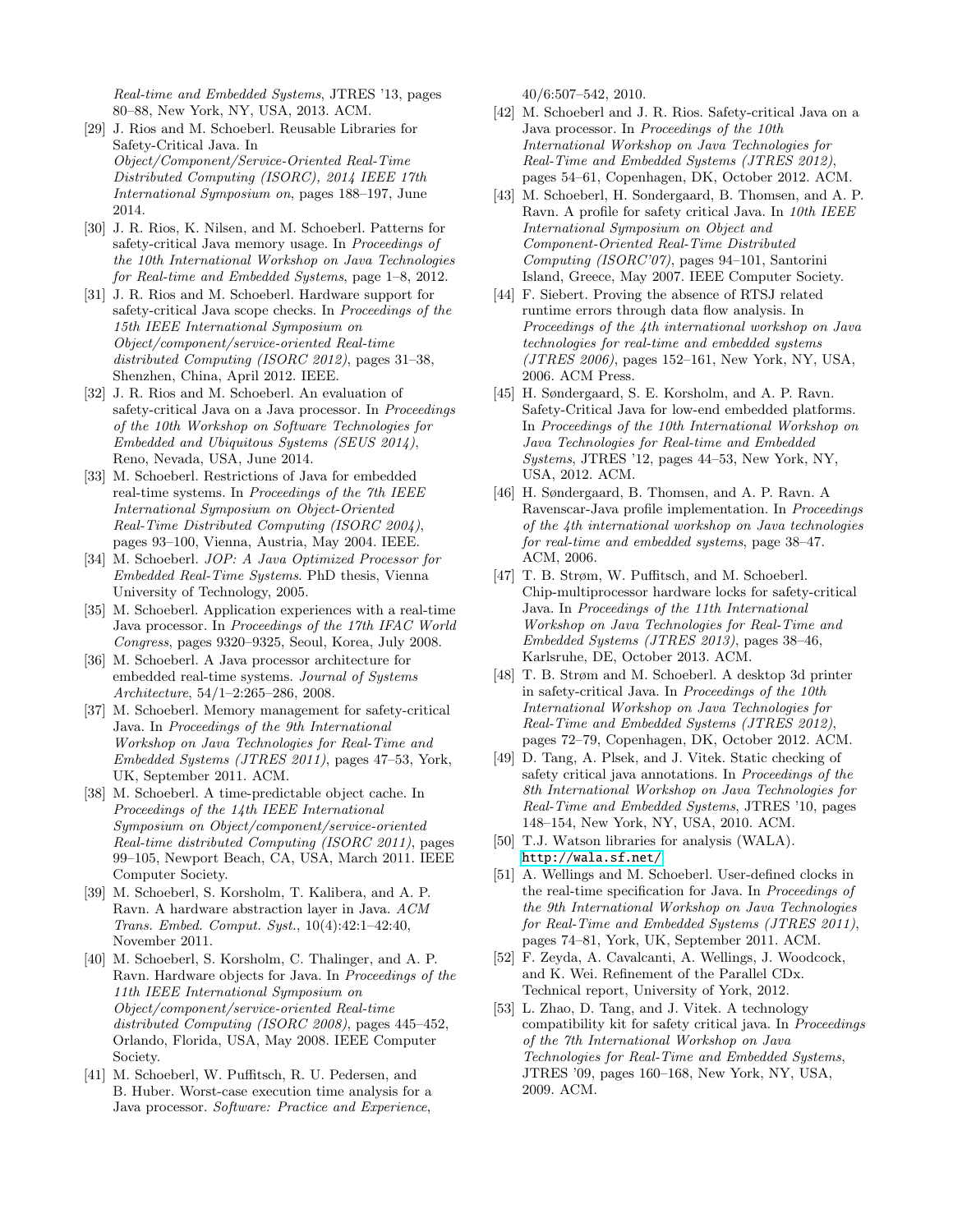*Real-time and Embedded Systems*, JTRES '13, pages 80–88, New York, NY, USA, 2013. ACM.

[29] J. Rios and M. Schoeberl. Reusable Libraries for Safety-Critical Java. In *Object/Component/Service-Oriented Real-Time Distributed Computing (ISORC), 2014 IEEE 17th International Symposium on*, pages 188–197, June 2014.

[30] J. R. Rios, K. Nilsen, and M. Schoeberl. Patterns for safety-critical Java memory usage. In *Proceedings of the 10th International Workshop on Java Technologies for Real-time and Embedded Systems*, page 1–8, 2012.

[31] J. R. Rios and M. Schoeberl. Hardware support for safety-critical Java scope checks. In *Proceedings of the 15th IEEE International Symposium on Object/component/service-oriented Real-time distributed Computing (ISORC 2012)*, pages 31–38, Shenzhen, China, April 2012. IEEE.

[32] J. R. Rios and M. Schoeberl. An evaluation of safety-critical Java on a Java processor. In *Proceedings of the 10th Workshop on Software Technologies for Embedded and Ubiquitous Systems (SEUS 2014)*, Reno, Nevada, USA, June 2014.

[33] M. Schoeberl. Restrictions of Java for embedded real-time systems. In *Proceedings of the 7th IEEE International Symposium on Object-Oriented Real-Time Distributed Computing (ISORC 2004)*, pages 93–100, Vienna, Austria, May 2004. IEEE.

[34] M. Schoeberl. *JOP: A Java Optimized Processor for Embedded Real-Time Systems*. PhD thesis, Vienna University of Technology, 2005.

[35] M. Schoeberl. Application experiences with a real-time Java processor. In *Proceedings of the 17th IFAC World Congress*, pages 9320–9325, Seoul, Korea, July 2008.

[36] M. Schoeberl. A Java processor architecture for embedded real-time systems. *Journal of Systems Architecture*, 54/1–2:265–286, 2008.

[37] M. Schoeberl. Memory management for safety-critical Java. In *Proceedings of the 9th International Workshop on Java Technologies for Real-Time and Embedded Systems (JTRES 2011)*, pages 47–53, York, UK, September 2011. ACM.

[38] M. Schoeberl. A time-predictable object cache. In *Proceedings of the 14th IEEE International Symposium on Object/component/service-oriented Real-time distributed Computing (ISORC 2011)*, pages 99–105, Newport Beach, CA, USA, March 2011. IEEE Computer Society.

[39] M. Schoeberl, S. Korsholm, T. Kalibera, and A. P. Ravn. A hardware abstraction layer in Java. *ACM Trans. Embed. Comput. Syst.*, 10(4):42:1–42:40, November 2011.

[40] M. Schoeberl, S. Korsholm, C. Thalinger, and A. P. Ravn. Hardware objects for Java. In *Proceedings of the 11th IEEE International Symposium on Object/component/service-oriented Real-time distributed Computing (ISORC 2008)*, pages 445–452, Orlando, Florida, USA, May 2008. IEEE Computer Society.

[41] M. Schoeberl, W. Puffitsch, R. U. Pedersen, and B. Huber. Worst-case execution time analysis for a Java processor. *Software: Practice and Experience*, 40/6:507–542, 2010.

[42] M. Schoeberl and J. R. Rios. Safety-critical Java on a Java processor. In *Proceedings of the 10th International Workshop on Java Technologies for Real-Time and Embedded Systems (JTRES 2012)*, pages 54–61, Copenhagen, DK, October 2012. ACM.

[43] M. Schoeberl, H. Sondergaard, B. Thomsen, and A. P. Ravn. A profile for safety critical Java. In *10th IEEE International Symposium on Object and Component-Oriented Real-Time Distributed Computing (ISORC'07)*, pages 94–101, Santorini Island, Greece, May 2007. IEEE Computer Society.

[44] F. Siebert. Proving the absence of RTSJ related runtime errors through data flow analysis. In *Proceedings of the 4th international workshop on Java technologies for real-time and embedded systems (JTRES 2006)*, pages 152–161, New York, NY, USA, 2006. ACM Press.

[45] H. Søndergaard, S. E. Korsholm, and A. P. Ravn. Safety-Critical Java for low-end embedded platforms. In *Proceedings of the 10th International Workshop on Java Technologies for Real-time and Embedded Systems*, JTRES '12, pages 44–53, New York, NY, USA, 2012. ACM.

[46] H. Søndergaard, B. Thomsen, and A. P. Ravn. A Ravenscar-Java profile implementation. In *Proceedings of the 4th international workshop on Java technologies for real-time and embedded systems*, page 38–47. ACM, 2006.

[47] T. B. Strøm, W. Puffitsch, and M. Schoeberl. Chip-multiprocessor hardware locks for safety-critical Java. In *Proceedings of the 11th International Workshop on Java Technologies for Real-Time and Embedded Systems (JTRES 2013)*, pages 38–46, Karlsruhe, DE, October 2013. ACM.

[48] T. B. Strøm and M. Schoeberl. A desktop 3d printer in safety-critical Java. In *Proceedings of the 10th International Workshop on Java Technologies for Real-Time and Embedded Systems (JTRES 2012)*, pages 72–79, Copenhagen, DK, October 2012. ACM.

[49] D. Tang, A. Plsek, and J. Vitek. Static checking of safety critical java annotations. In *Proceedings of the 8th International Workshop on Java Technologies for Real-Time and Embedded Systems*, JTRES '10, pages 148–154, New York, NY, USA, 2010. ACM.

[50] T.J. Watson libraries for analysis (WALA). http://wala.sf.net/

[51] A. Wellings and M. Schoeberl. User-defined clocks in the real-time specification for Java. In *Proceedings of the 9th International Workshop on Java Technologies for Real-Time and Embedded Systems (JTRES 2011)*, pages 74–81, York, UK, September 2011. ACM.

[52] F. Zeyda, A. Cavalcanti, A. Wellings, J. Woodcock, and K. Wei. Refinement of the Parallel CDx. Technical report, University of York, 2012.

[53] L. Zhao, D. Tang, and J. Vitek. A technology compatibility kit for safety critical java. In *Proceedings of the 7th International Workshop on Java Technologies for Real-Time and Embedded Systems*, JTRES '09, pages 160–168, New York, NY, USA, 2009. ACM.